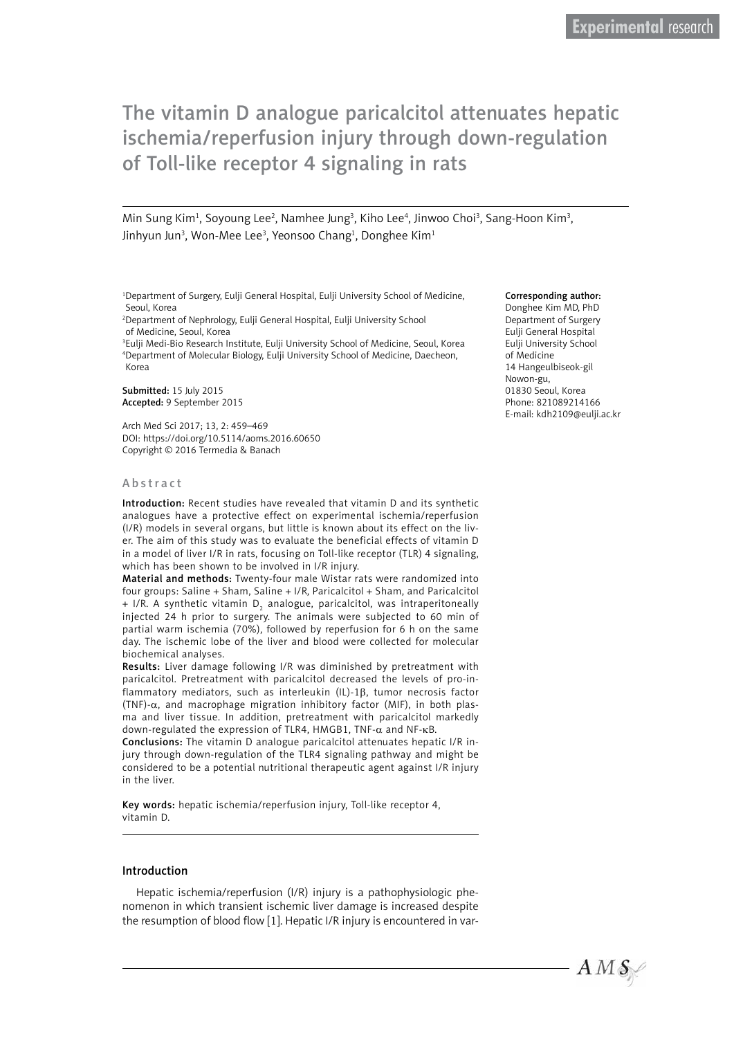Experimental research

# The vitamin D analogue paricalcitol attenuates hepatic ischemia/reperfusion injury through down-regulation of Toll-like receptor 4 signaling in rats

Min Sung Kim[1], Soyoung Lee[2], Namhee Jung[3], Kiho Lee[4], Jinwoo Choi[3], Sang-Hoon Kim[3], Jinhyun Jun[3], Won-Mee Lee[3], Yeonsoo Chang[1], Donghee Kim[1]

[1]Department of Surgery, Eulji General Hospital, Eulji University School of Medicine, Seoul, Korea
[2]Department of Nephrology, Eulji General Hospital, Eulji University School of Medicine, Seoul, Korea
[3]Eulji Medi-Bio Research Institute, Eulji University School of Medicine, Seoul, Korea
[4]Department of Molecular Biology, Eulji University School of Medicine, Daecheon, Korea

**Submitted:** 15 July 2015
**Accepted:** 9 September 2015

Arch Med Sci 2017; 13, 2: 459–469
DOI: https://doi.org/10.5114/aoms.2016.60650
Copyright © 2016 Termedia & Banach

**Corresponding author:**
Donghee Kim MD, PhD
Department of Surgery
Eulji General Hospital
Eulji University School of Medicine
14 Hangeulbiseok-gil
Nowon-gu,
01830 Seoul, Korea
Phone: 821089214166
E-mail: kdh2109@eulji.ac.kr

## Abstract

**Introduction:** Recent studies have revealed that vitamin D and its synthetic analogues have a protective effect on experimental ischemia/reperfusion (I/R) models in several organs, but little is known about its effect on the liver. The aim of this study was to evaluate the beneficial effects of vitamin D in a model of liver I/R in rats, focusing on Toll-like receptor (TLR) 4 signaling, which has been shown to be involved in I/R injury.

**Material and methods:** Twenty-four male Wistar rats were randomized into four groups: Saline + Sham, Saline + I/R, Paricalcitol + Sham, and Paricalcitol + I/R. A synthetic vitamin $D_2$ analogue, paricalcitol, was intraperitoneally injected 24 h prior to surgery. The animals were subjected to 60 min of partial warm ischemia (70%), followed by reperfusion for 6 h on the same day. The ischemic lobe of the liver and blood were collected for molecular biochemical analyses.

**Results:** Liver damage following I/R was diminished by pretreatment with paricalcitol. Pretreatment with paricalcitol decreased the levels of pro-inflammatory mediators, such as interleukin (IL)-1β, tumor necrosis factor (TNF)-α, and macrophage migration inhibitory factor (MIF), in both plasma and liver tissue. In addition, pretreatment with paricalcitol markedly down-regulated the expression of TLR4, HMGB1, TNF-α and NF-κB.

**Conclusions:** The vitamin D analogue paricalcitol attenuates hepatic I/R injury through down-regulation of the TLR4 signaling pathway and might be considered to be a potential nutritional therapeutic agent against I/R injury in the liver.

**Key words:** hepatic ischemia/reperfusion injury, Toll-like receptor 4, vitamin D.

## Introduction

Hepatic ischemia/reperfusion (I/R) injury is a pathophysiologic phenomenon in which transient ischemic liver damage is increased despite the resumption of blood flow [1]. Hepatic I/R injury is encountered in var-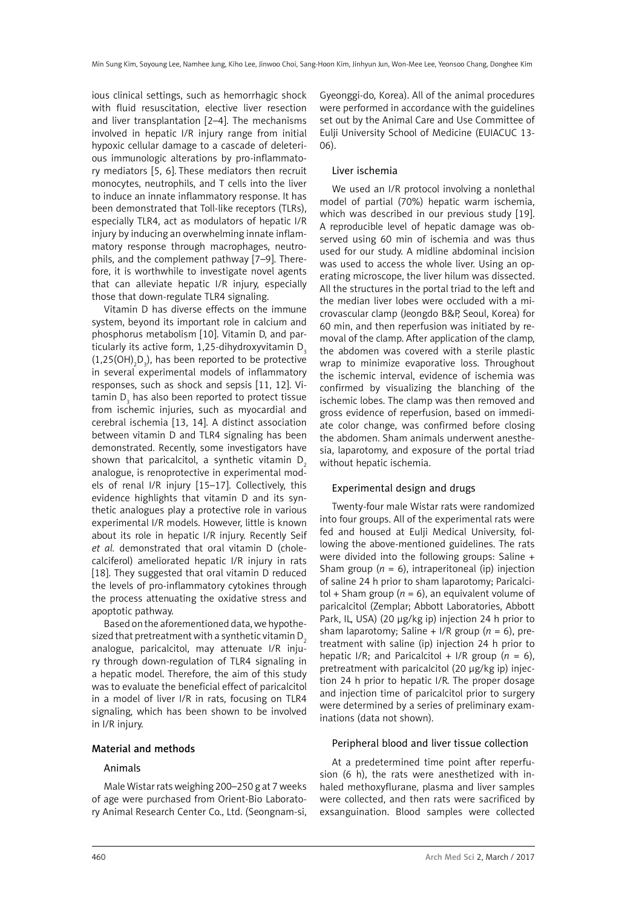ious clinical settings, such as hemorrhagic shock with fluid resuscitation, elective liver resection and liver transplantation [2–4]. The mechanisms involved in hepatic I/R injury range from initial hypoxic cellular damage to a cascade of deleterious immunologic alterations by pro-inflammatory mediators [5, 6]. These mediators then recruit monocytes, neutrophils, and T cells into the liver to induce an innate inflammatory response. It has been demonstrated that Toll-like receptors (TLRs), especially TLR4, act as modulators of hepatic I/R injury by inducing an overwhelming innate inflammatory response through macrophages, neutrophils, and the complement pathway [7–9]. Therefore, it is worthwhile to investigate novel agents that can alleviate hepatic I/R injury, especially those that down-regulate TLR4 signaling.

Vitamin D has diverse effects on the immune system, beyond its important role in calcium and phosphorus metabolism [10]. Vitamin D, and particularly its active form, 1,25-dihydroxyvitamin $D_3$ ($1,25(OH)_2D_3$), has been reported to be protective in several experimental models of inflammatory responses, such as shock and sepsis [11, 12]. Vitamin $D_3$ has also been reported to protect tissue from ischemic injuries, such as myocardial and cerebral ischemia [13, 14]. A distinct association between vitamin D and TLR4 signaling has been demonstrated. Recently, some investigators have shown that paricalcitol, a synthetic vitamin $D_2$ analogue, is renoprotective in experimental models of renal I/R injury [15–17]. Collectively, this evidence highlights that vitamin D and its synthetic analogues play a protective role in various experimental I/R models. However, little is known about its role in hepatic I/R injury. Recently Seif *et al.* demonstrated that oral vitamin D (cholecalciferol) ameliorated hepatic I/R injury in rats [18]. They suggested that oral vitamin D reduced the levels of pro-inflammatory cytokines through the process attenuating the oxidative stress and apoptotic pathway.

Based on the aforementioned data, we hypothesized that pretreatment with a synthetic vitamin $D_2$ analogue, paricalcitol, may attenuate I/R injury through down-regulation of TLR4 signaling in a hepatic model. Therefore, the aim of this study was to evaluate the beneficial effect of paricalcitol in a model of liver I/R in rats, focusing on TLR4 signaling, which has been shown to be involved in I/R injury.

## Material and methods

### Animals

Male Wistar rats weighing 200–250 g at 7 weeks of age were purchased from Orient-Bio Laboratory Animal Research Center Co., Ltd. (Seongnam-si, Gyeonggi-do, Korea). All of the animal procedures were performed in accordance with the guidelines set out by the Animal Care and Use Committee of Eulji University School of Medicine (EUIACUC 13-06).

### Liver ischemia

We used an I/R protocol involving a nonlethal model of partial (70%) hepatic warm ischemia, which was described in our previous study [19]. A reproducible level of hepatic damage was observed using 60 min of ischemia and was thus used for our study. A midline abdominal incision was used to access the whole liver. Using an operating microscope, the liver hilum was dissected. All the structures in the portal triad to the left and the median liver lobes were occluded with a microvascular clamp (Jeongdo B&P, Seoul, Korea) for 60 min, and then reperfusion was initiated by removal of the clamp. After application of the clamp, the abdomen was covered with a sterile plastic wrap to minimize evaporative loss. Throughout the ischemic interval, evidence of ischemia was confirmed by visualizing the blanching of the ischemic lobes. The clamp was then removed and gross evidence of reperfusion, based on immediate color change, was confirmed before closing the abdomen. Sham animals underwent anesthesia, laparotomy, and exposure of the portal triad without hepatic ischemia.

### Experimental design and drugs

Twenty-four male Wistar rats were randomized into four groups. All of the experimental rats were fed and housed at Eulji Medical University, following the above-mentioned guidelines. The rats were divided into the following groups: Saline + Sham group ($n = 6$), intraperitoneal (ip) injection of saline 24 h prior to sham laparotomy; Paricalcitol + Sham group ($n = 6$), an equivalent volume of paricalcitol (Zemplar; Abbott Laboratories, Abbott Park, IL, USA) (20 µg/kg ip) injection 24 h prior to sham laparotomy; Saline + I/R group ($n = 6$), pretreatment with saline (ip) injection 24 h prior to hepatic I/R; and Paricalcitol + I/R group ($n = 6$), pretreatment with paricalcitol (20 µg/kg ip) injection 24 h prior to hepatic I/R. The proper dosage and injection time of paricalcitol prior to surgery were determined by a series of preliminary examinations (data not shown).

### Peripheral blood and liver tissue collection

At a predetermined time point after reperfusion (6 h), the rats were anesthetized with inhaled methoxyflurane, plasma and liver samples were collected, and then rats were sacrificed by exsanguination. Blood samples were collected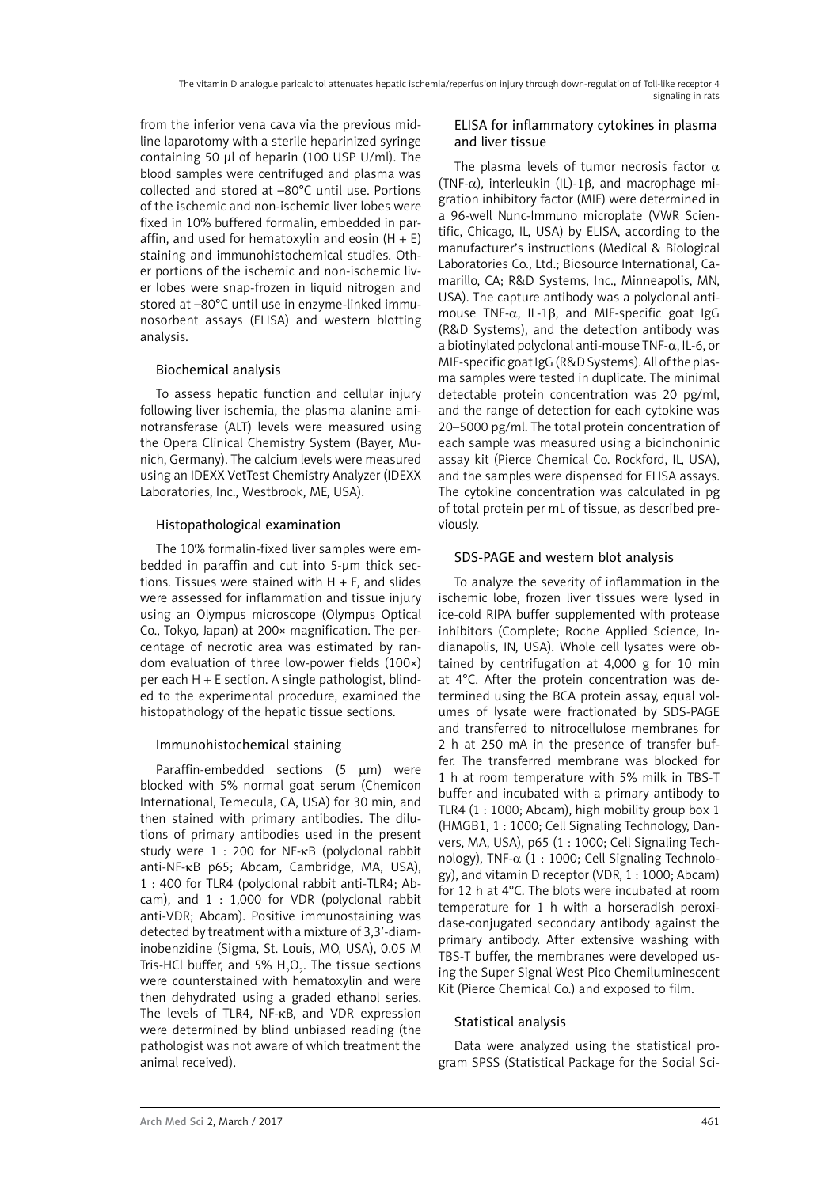from the inferior vena cava via the previous midline laparotomy with a sterile heparinized syringe containing 50 μl of heparin (100 USP U/ml). The blood samples were centrifuged and plasma was collected and stored at –80°C until use. Portions of the ischemic and non-ischemic liver lobes were fixed in 10% buffered formalin, embedded in paraffin, and used for hematoxylin and eosin (H + E) staining and immunohistochemical studies. Other portions of the ischemic and non-ischemic liver lobes were snap-frozen in liquid nitrogen and stored at –80°C until use in enzyme-linked immunosorbent assays (ELISA) and western blotting analysis.

### Biochemical analysis

To assess hepatic function and cellular injury following liver ischemia, the plasma alanine aminotransferase (ALT) levels were measured using the Opera Clinical Chemistry System (Bayer, Munich, Germany). The calcium levels were measured using an IDEXX VetTest Chemistry Analyzer (IDEXX Laboratories, Inc., Westbrook, ME, USA).

### Histopathological examination

The 10% formalin-fixed liver samples were embedded in paraffin and cut into 5-μm thick sections. Tissues were stained with H + E, and slides were assessed for inflammation and tissue injury using an Olympus microscope (Olympus Optical Co., Tokyo, Japan) at 200× magnification. The percentage of necrotic area was estimated by random evaluation of three low-power fields (100×) per each H + E section. A single pathologist, blinded to the experimental procedure, examined the histopathology of the hepatic tissue sections.

### Immunohistochemical staining

Paraffin-embedded sections (5 μm) were blocked with 5% normal goat serum (Chemicon International, Temecula, CA, USA) for 30 min, and then stained with primary antibodies. The dilutions of primary antibodies used in the present study were 1 : 200 for NF-κB (polyclonal rabbit anti-NF-κB p65; Abcam, Cambridge, MA, USA), 1 : 400 for TLR4 (polyclonal rabbit anti-TLR4; Abcam), and 1 : 1,000 for VDR (polyclonal rabbit anti-VDR; Abcam). Positive immunostaining was detected by treatment with a mixture of 3,3′-diaminobenzidine (Sigma, St. Louis, MO, USA), 0.05 M Tris-HCl buffer, and 5% $H_2O_2$. The tissue sections were counterstained with hematoxylin and were then dehydrated using a graded ethanol series. The levels of TLR4, NF-κB, and VDR expression were determined by blind unbiased reading (the pathologist was not aware of which treatment the animal received).

### ELISA for inflammatory cytokines in plasma and liver tissue

The plasma levels of tumor necrosis factor α (TNF-α), interleukin (IL)-1β, and macrophage migration inhibitory factor (MIF) were determined in a 96-well Nunc-Immuno microplate (VWR Scientific, Chicago, IL, USA) by ELISA, according to the manufacturer's instructions (Medical & Biological Laboratories Co., Ltd.; Biosource International, Camarillo, CA; R&D Systems, Inc., Minneapolis, MN, USA). The capture antibody was a polyclonal anti-mouse TNF-α, IL-1β, and MIF-specific goat IgG (R&D Systems), and the detection antibody was a biotinylated polyclonal anti-mouse TNF-α, IL-6, or MIF-specific goat IgG (R&D Systems). All of the plasma samples were tested in duplicate. The minimal detectable protein concentration was 20 pg/ml, and the range of detection for each cytokine was 20–5000 pg/ml. The total protein concentration of each sample was measured using a bicinchoninic assay kit (Pierce Chemical Co. Rockford, IL, USA), and the samples were dispensed for ELISA assays. The cytokine concentration was calculated in pg of total protein per mL of tissue, as described previously.

### SDS-PAGE and western blot analysis

To analyze the severity of inflammation in the ischemic lobe, frozen liver tissues were lysed in ice-cold RIPA buffer supplemented with protease inhibitors (Complete; Roche Applied Science, Indianapolis, IN, USA). Whole cell lysates were obtained by centrifugation at 4,000 g for 10 min at 4°C. After the protein concentration was determined using the BCA protein assay, equal volumes of lysate were fractionated by SDS-PAGE and transferred to nitrocellulose membranes for 2 h at 250 mA in the presence of transfer buffer. The transferred membrane was blocked for 1 h at room temperature with 5% milk in TBS-T buffer and incubated with a primary antibody to TLR4 (1 : 1000; Abcam), high mobility group box 1 (HMGB1, 1 : 1000; Cell Signaling Technology, Danvers, MA, USA), p65 (1 : 1000; Cell Signaling Technology), TNF-α (1 : 1000; Cell Signaling Technology), and vitamin D receptor (VDR, 1 : 1000; Abcam) for 12 h at 4°C. The blots were incubated at room temperature for 1 h with a horseradish peroxidase-conjugated secondary antibody against the primary antibody. After extensive washing with TBS-T buffer, the membranes were developed using the Super Signal West Pico Chemiluminescent Kit (Pierce Chemical Co.) and exposed to film.

### Statistical analysis

Data were analyzed using the statistical program SPSS (Statistical Package for the Social Sci-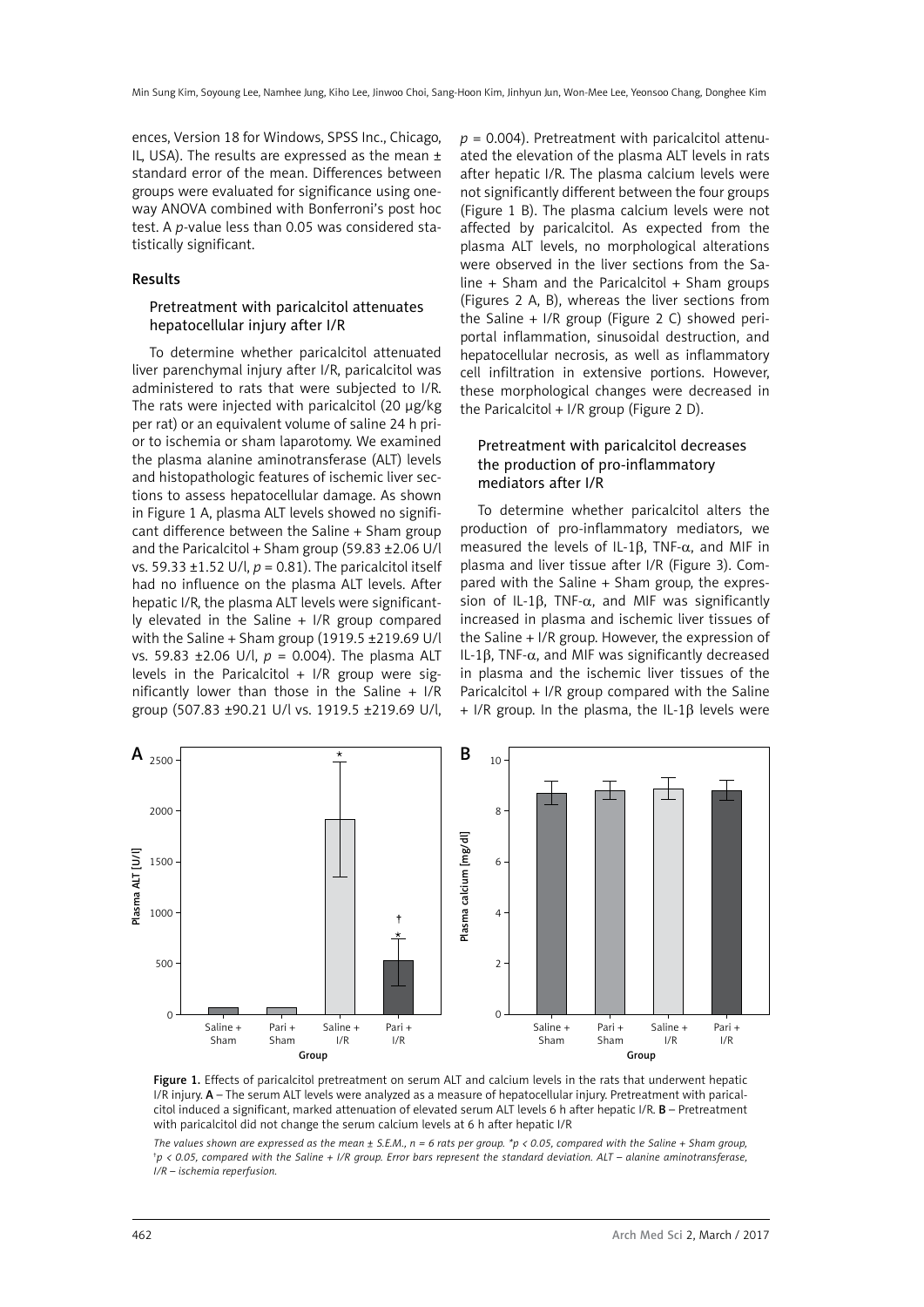ences, Version 18 for Windows, SPSS Inc., Chicago, IL, USA). The results are expressed as the mean ± standard error of the mean. Differences between groups were evaluated for significance using one-way ANOVA combined with Bonferroni's post hoc test. A *p*-value less than 0.05 was considered statistically significant.

## Results

### Pretreatment with paricalcitol attenuates hepatocellular injury after I/R

To determine whether paricalcitol attenuated liver parenchymal injury after I/R, paricalcitol was administered to rats that were subjected to I/R. The rats were injected with paricalcitol (20 μg/kg per rat) or an equivalent volume of saline 24 h prior to ischemia or sham laparotomy. We examined the plasma alanine aminotransferase (ALT) levels and histopathologic features of ischemic liver sections to assess hepatocellular damage. As shown in Figure 1 A, plasma ALT levels showed no significant difference between the Saline + Sham group and the Paricalcitol + Sham group (59.83 ±2.06 U/l vs. 59.33 ±1.52 U/l, $p = 0.81$). The paricalcitol itself had no influence on the plasma ALT levels. After hepatic I/R, the plasma ALT levels were significantly elevated in the Saline + I/R group compared with the Saline + Sham group (1919.5 ±219.69 U/l vs. 59.83 ±2.06 U/l, $p = 0.004$). The plasma ALT levels in the Paricalcitol + I/R group were significantly lower than those in the Saline + I/R group (507.83 ±90.21 U/l vs. 1919.5 ±219.69 U/l, $p = 0.004$). Pretreatment with paricalcitol attenuated the elevation of the plasma ALT levels in rats after hepatic I/R. The plasma calcium levels were not significantly different between the four groups (Figure 1 B). The plasma calcium levels were not affected by paricalcitol. As expected from the plasma ALT levels, no morphological alterations were observed in the liver sections from the Saline + Sham and the Paricalcitol + Sham groups (Figures 2 A, B), whereas the liver sections from the Saline + I/R group (Figure 2 C) showed periportal inflammation, sinusoidal destruction, and hepatocellular necrosis, as well as inflammatory cell infiltration in extensive portions. However, these morphological changes were decreased in the Paricalcitol + I/R group (Figure 2 D).

### Pretreatment with paricalcitol decreases the production of pro-inflammatory mediators after I/R

To determine whether paricalcitol alters the production of pro-inflammatory mediators, we measured the levels of IL-1β, TNF-α, and MIF in plasma and liver tissue after I/R (Figure 3). Compared with the Saline + Sham group, the expression of IL-1β, TNF-α, and MIF was significantly increased in plasma and ischemic liver tissues of the Saline + I/R group. However, the expression of IL-1β, TNF-α, and MIF was significantly decreased in plasma and the ischemic liver tissues of the Paricalcitol + I/R group compared with the Saline + I/R group. In the plasma, the IL-1β levels were

**Figure 1.** Effects of paricalcitol pretreatment on serum ALT and calcium levels in the rats that underwent hepatic I/R injury. **A** – The serum ALT levels were analyzed as a measure of hepatocellular injury. Pretreatment with paricalcitol induced a significant, marked attenuation of elevated serum ALT levels 6 h after hepatic I/R. **B** – Pretreatment with paricalcitol did not change the serum calcium levels at 6 h after hepatic I/R

*The values shown are expressed as the mean ± S.E.M., n = 6 rats per group. \*p < 0.05, compared with the Saline + Sham group, †p < 0.05, compared with the Saline + I/R group. Error bars represent the standard deviation. ALT – alanine aminotransferase, I/R – ischemia reperfusion.*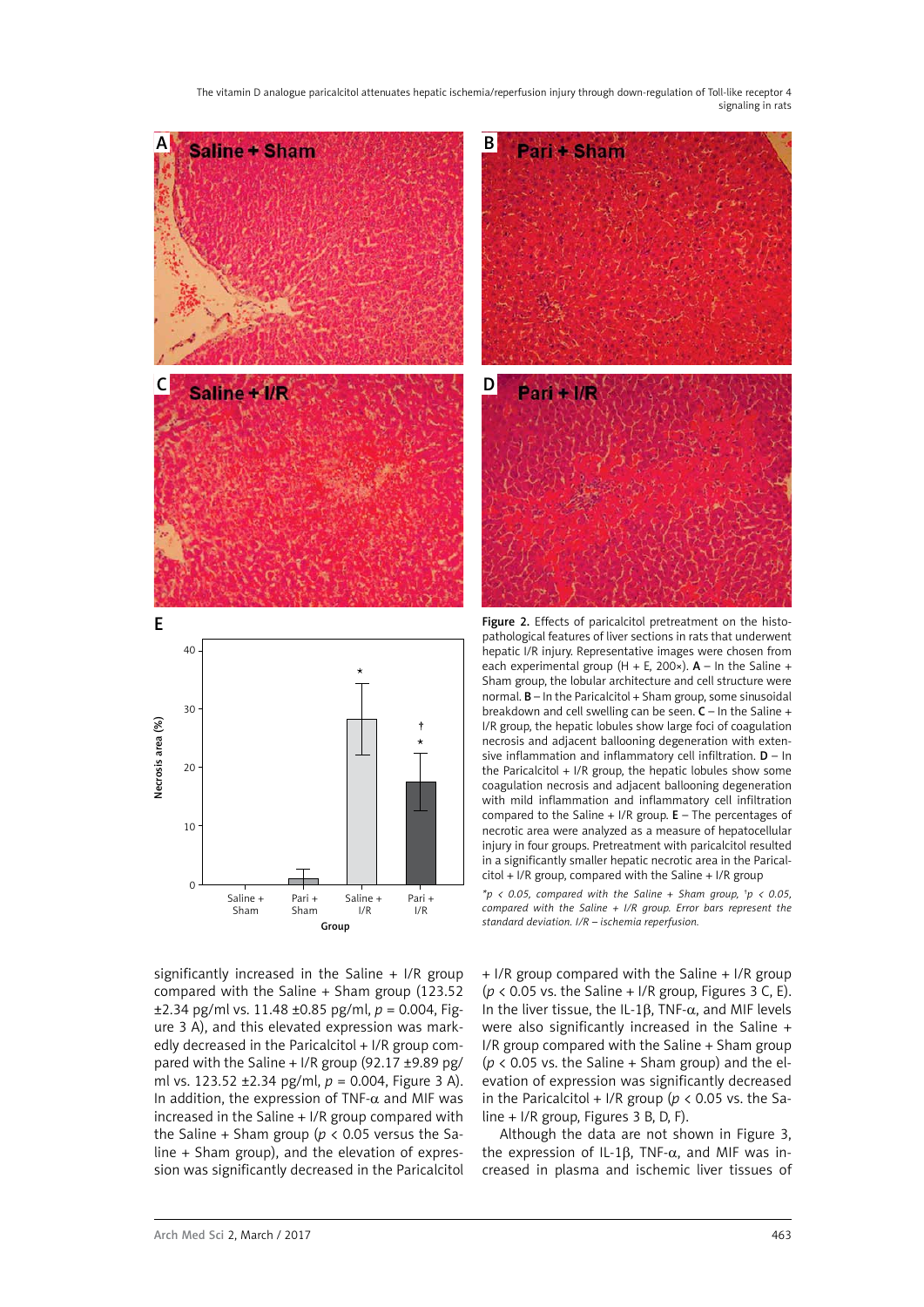Figure 2. Effects of paricalcitol pretreatment on the histopathological features of liver sections in rats that underwent hepatic I/R injury. Representative images were chosen from each experimental group (H + E, 200×). **A** – In the Saline + Sham group, the lobular architecture and cell structure were normal. **B** – In the Paricalcitol + Sham group, some sinusoidal breakdown and cell swelling can be seen. **C** – In the Saline + I/R group, the hepatic lobules show large foci of coagulation necrosis and adjacent ballooning degeneration with extensive inflammation and inflammatory cell infiltration. **D** – In the Paricalcitol + I/R group, the hepatic lobules show some coagulation necrosis and adjacent ballooning degeneration with mild inflammation and inflammatory cell infiltration compared to the Saline + I/R group. **E** – The percentages of necrotic area were analyzed as a measure of hepatocellular injury in four groups. Pretreatment with paricalcitol resulted in a significantly smaller hepatic necrotic area in the Paricalcitol + I/R group, compared with the Saline + I/R group

*\*p < 0.05, compared with the Saline + Sham group, †p < 0.05, compared with the Saline + I/R group. Error bars represent the standard deviation. I/R – ischemia reperfusion.*

significantly increased in the Saline + I/R group compared with the Saline + Sham group (123.52 ±2.34 pg/ml vs. 11.48 ±0.85 pg/ml, $p$ = 0.004, Figure 3 A), and this elevated expression was markedly decreased in the Paricalcitol + I/R group compared with the Saline + I/R group (92.17 ±9.89 pg/ml vs. 123.52 ±2.34 pg/ml, $p$ = 0.004, Figure 3 A). In addition, the expression of TNF-$\alpha$ and MIF was increased in the Saline + I/R group compared with the Saline + Sham group ($p < 0.05$ versus the Saline + Sham group), and the elevation of expression was significantly decreased in the Paricalcitol + I/R group compared with the Saline + I/R group ($p < 0.05$ vs. the Saline + I/R group, Figures 3 C, E). In the liver tissue, the IL-1$\beta$, TNF-$\alpha$, and MIF levels were also significantly increased in the Saline + I/R group compared with the Saline + Sham group ($p < 0.05$ vs. the Saline + Sham group) and the elevation of expression was significantly decreased in the Paricalcitol + I/R group ($p < 0.05$ vs. the Saline + I/R group, Figures 3 B, D, F).

Although the data are not shown in Figure 3, the expression of IL-1$\beta$, TNF-$\alpha$, and MIF was increased in plasma and ischemic liver tissues of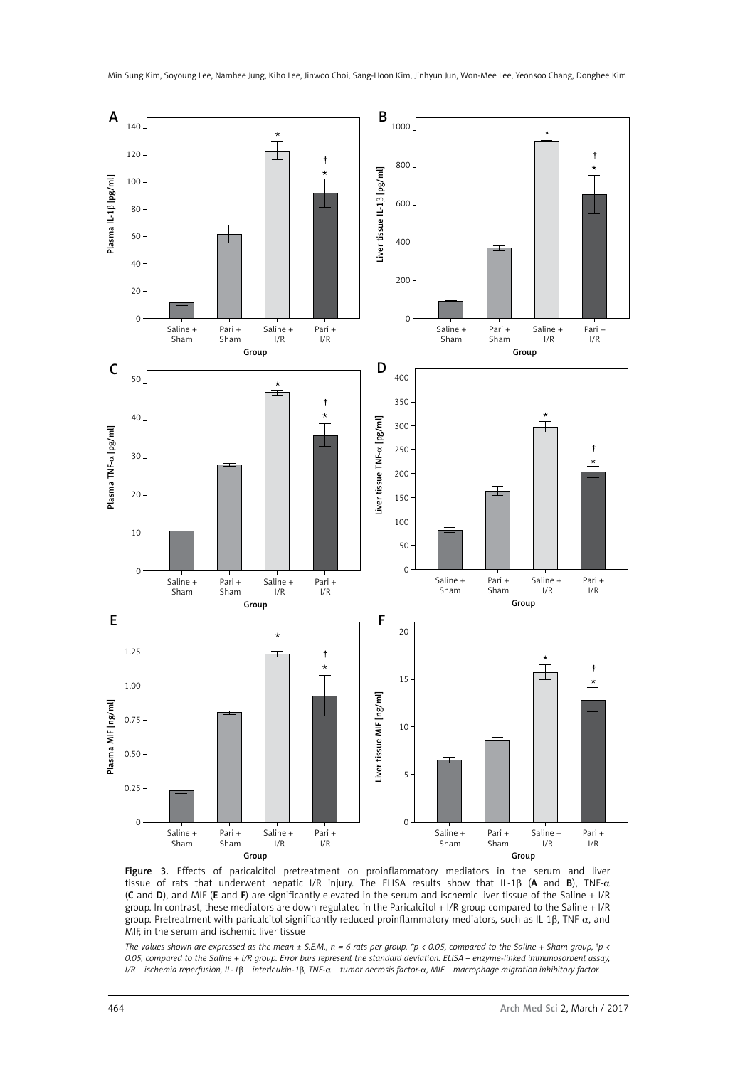**Figure 3.** Effects of paricalcitol pretreatment on proinflammatory mediators in the serum and liver tissue of rats that underwent hepatic I/R injury. The ELISA results show that IL-1β (**A** and **B**), TNF-α (**C** and **D**), and MIF (**E** and **F**) are significantly elevated in the serum and ischemic liver tissue of the Saline + I/R group. In contrast, these mediators are down-regulated in the Paricalcitol + I/R group compared to the Saline + I/R group. Pretreatment with paricalcitol significantly reduced proinflammatory mediators, such as IL-1β, TNF-α, and MIF, in the serum and ischemic liver tissue

*The values shown are expressed as the mean ± S.E.M., n = 6 rats per group. \*p < 0.05, compared to the Saline + Sham group, †p < 0.05, compared to the Saline + I/R group. Error bars represent the standard deviation. ELISA – enzyme-linked immunosorbent assay, I/R – ischemia reperfusion, IL-1β – interleukin-1β, TNF-α – tumor necrosis factor-α, MIF – macrophage migration inhibitory factor.*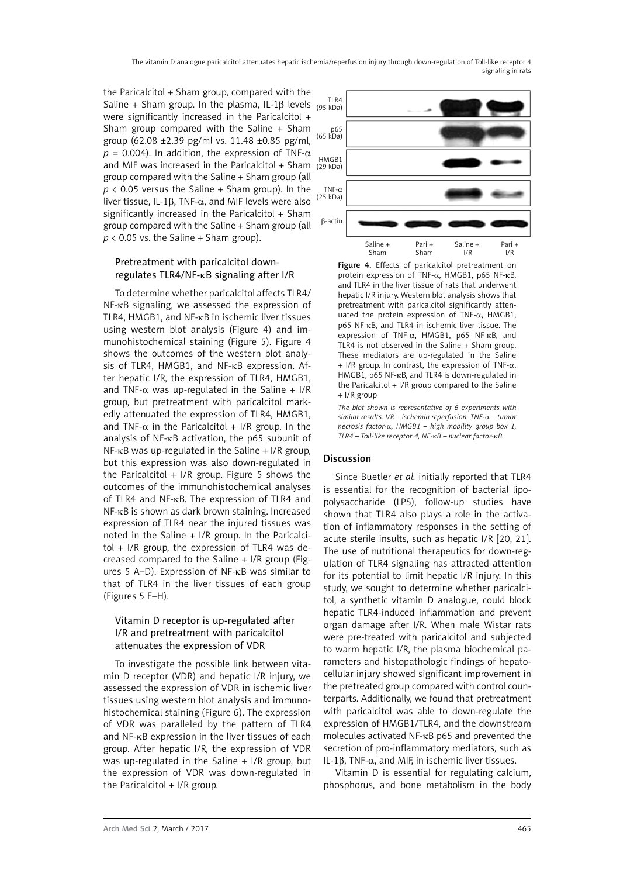the Paricalcitol + Sham group, compared with the Saline + Sham group. In the plasma, IL-1β levels were significantly increased in the Paricalcitol + Sham group compared with the Saline + Sham group (62.08 ±2.39 pg/ml vs. 11.48 ±0.85 pg/ml, $p$ = 0.004). In addition, the expression of TNF-α and MIF was increased in the Paricalcitol + Sham group compared with the Saline + Sham group (all $p < 0.05$ versus the Saline + Sham group). In the liver tissue, IL-1β, TNF-α, and MIF levels were also significantly increased in the Paricalcitol + Sham group compared with the Saline + Sham group (all $p < 0.05$ vs. the Saline + Sham group).

### Pretreatment with paricalcitol down-regulates TLR4/NF-κB signaling after I/R

To determine whether paricalcitol affects TLR4/NF-κB signaling, we assessed the expression of TLR4, HMGB1, and NF-κB in ischemic liver tissues using western blot analysis (Figure 4) and immunohistochemical staining (Figure 5). Figure 4 shows the outcomes of the western blot analysis of TLR4, HMGB1, and NF-κB expression. After hepatic I/R, the expression of TLR4, HMGB1, and TNF-α was up-regulated in the Saline + I/R group, but pretreatment with paricalcitol markedly attenuated the expression of TLR4, HMGB1, and TNF-α in the Paricalcitol + I/R group. In the analysis of NF-κB activation, the p65 subunit of NF-κB was up-regulated in the Saline + I/R group, but this expression was also down-regulated in the Paricalcitol + I/R group. Figure 5 shows the outcomes of the immunohistochemical analyses of TLR4 and NF-κB. The expression of TLR4 and NF-κB is shown as dark brown staining. Increased expression of TLR4 near the injured tissues was noted in the Saline + I/R group. In the Paricalcitol + I/R group, the expression of TLR4 was decreased compared to the Saline + I/R group (Figures 5 A–D). Expression of NF-κB was similar to that of TLR4 in the liver tissues of each group (Figures 5 E–H).

### Vitamin D receptor is up-regulated after I/R and pretreatment with paricalcitol attenuates the expression of VDR

To investigate the possible link between vitamin D receptor (VDR) and hepatic I/R injury, we assessed the expression of VDR in ischemic liver tissues using western blot analysis and immunohistochemical staining (Figure 6). The expression of VDR was paralleled by the pattern of TLR4 and NF-κB expression in the liver tissues of each group. After hepatic I/R, the expression of VDR was up-regulated in the Saline + I/R group, but the expression of VDR was down-regulated in the Paricalcitol + I/R group.

TLR4 (95 kDa)
p65 (65 kDa)
HMGB1 (29 kDa)
TNF-α (25 kDa)
β-actin

Saline + Sham | Pari + Sham | Saline + I/R | Pari + I/R

**Figure 4.** Effects of paricalcitol pretreatment on protein expression of TNF-α, HMGB1, p65 NF-κB, and TLR4 in the liver tissue of rats that underwent hepatic I/R injury. Western blot analysis shows that pretreatment with paricalcitol significantly attenuated the protein expression of TNF-α, HMGB1, p65 NF-κB, and TLR4 in ischemic liver tissue. The expression of TNF-α, HMGB1, p65 NF-κB, and TLR4 is not observed in the Saline + Sham group. These mediators are up-regulated in the Saline + I/R group. In contrast, the expression of TNF-α, HMGB1, p65 NF-κB, and TLR4 is down-regulated in the Paricalcitol + I/R group compared to the Saline + I/R group

*The blot shown is representative of 6 experiments with similar results. I/R – ischemia reperfusion, TNF-α – tumor necrosis factor-α, HMGB1 – high mobility group box 1, TLR4 – Toll-like receptor 4, NF-κB – nuclear factor-κB.*

## Discussion

Since Buetler *et al.* initially reported that TLR4 is essential for the recognition of bacterial lipopolysaccharide (LPS), follow-up studies have shown that TLR4 also plays a role in the activation of inflammatory responses in the setting of acute sterile insults, such as hepatic I/R [20, 21]. The use of nutritional therapeutics for down-regulation of TLR4 signaling has attracted attention for its potential to limit hepatic I/R injury. In this study, we sought to determine whether paricalcitol, a synthetic vitamin D analogue, could block hepatic TLR4-induced inflammation and prevent organ damage after I/R. When male Wistar rats were pre-treated with paricalcitol and subjected to warm hepatic I/R, the plasma biochemical parameters and histopathologic findings of hepatocellular injury showed significant improvement in the pretreated group compared with control counterparts. Additionally, we found that pretreatment with paricalcitol was able to down-regulate the expression of HMGB1/TLR4, and the downstream molecules activated NF-κB p65 and prevented the secretion of pro-inflammatory mediators, such as IL-1β, TNF-α, and MIF, in ischemic liver tissues.

Vitamin D is essential for regulating calcium, phosphorus, and bone metabolism in the body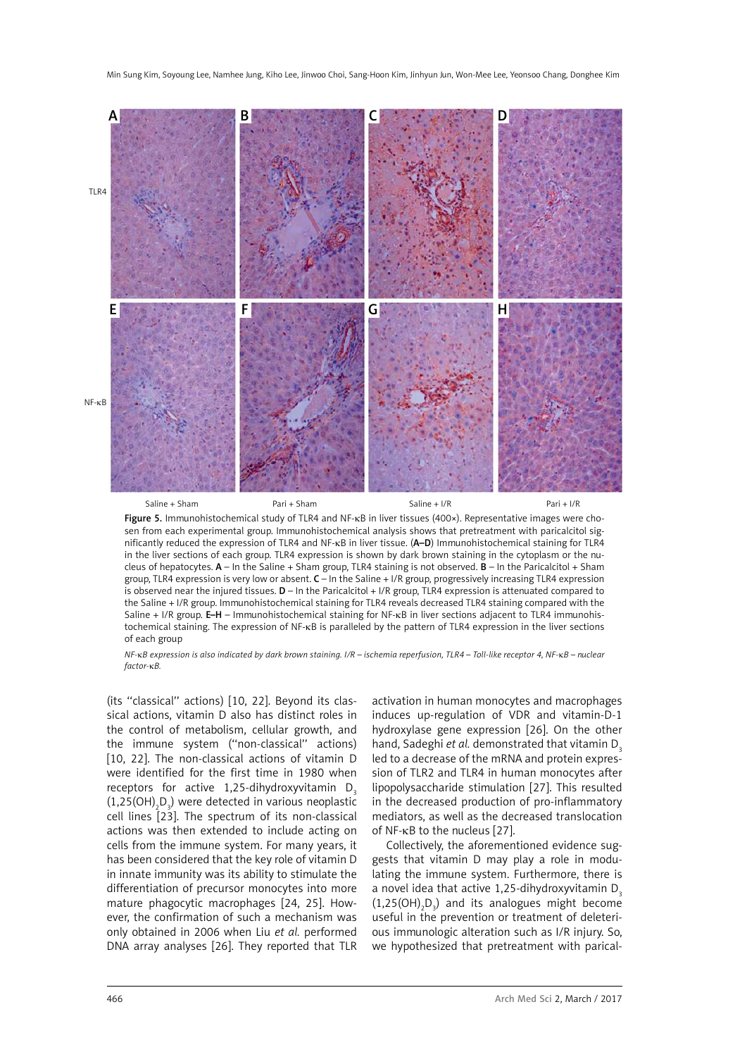Figure 5. Immunohistochemical study of TLR4 and NF-κB in liver tissues (400×). Representative images were chosen from each experimental group. Immunohistochemical analysis shows that pretreatment with paricalcitol significantly reduced the expression of TLR4 and NF-κB in liver tissue. (**A–D**) Immunohistochemical staining for TLR4 in the liver sections of each group. TLR4 expression is shown by dark brown staining in the cytoplasm or the nucleus of hepatocytes. **A** – In the Saline + Sham group, TLR4 staining is not observed. **B** – In the Paricalcitol + Sham group, TLR4 expression is very low or absent. **C** – In the Saline + I/R group, progressively increasing TLR4 expression is observed near the injured tissues. **D** – In the Paricalcitol + I/R group, TLR4 expression is attenuated compared to the Saline + I/R group. Immunohistochemical staining for TLR4 reveals decreased TLR4 staining compared with the Saline + I/R group. **E–H** – Immunohistochemical staining for NF-κB in liver sections adjacent to TLR4 immunohistochemical staining. The expression of NF-κB is paralleled by the pattern of TLR4 expression in the liver sections of each group

*NF-κB expression is also indicated by dark brown staining. I/R – ischemia reperfusion, TLR4 – Toll-like receptor 4, NF-κB – nuclear factor-κB.*

(its "classical" actions) [10, 22]. Beyond its classical actions, vitamin D also has distinct roles in the control of metabolism, cellular growth, and the immune system ("non-classical" actions) [10, 22]. The non-classical actions of vitamin D were identified for the first time in 1980 when receptors for active 1,25-dihydroxyvitamin $D_3$ ($1,25(OH)_2D_3$) were detected in various neoplastic cell lines [23]. The spectrum of its non-classical actions was then extended to include acting on cells from the immune system. For many years, it has been considered that the key role of vitamin D in innate immunity was its ability to stimulate the differentiation of precursor monocytes into more mature phagocytic macrophages [24, 25]. However, the confirmation of such a mechanism was only obtained in 2006 when Liu *et al.* performed DNA array analyses [26]. They reported that TLR activation in human monocytes and macrophages induces up-regulation of VDR and vitamin-D-1 hydroxylase gene expression [26]. On the other hand, Sadeghi *et al.* demonstrated that vitamin $D_3$ led to a decrease of the mRNA and protein expression of TLR2 and TLR4 in human monocytes after lipopolysaccharide stimulation [27]. This resulted in the decreased production of pro-inflammatory mediators, as well as the decreased translocation of NF-κB to the nucleus [27].

Collectively, the aforementioned evidence suggests that vitamin D may play a role in modulating the immune system. Furthermore, there is a novel idea that active 1,25-dihydroxyvitamin $D_3$ ($1,25(OH)_2D_3$) and its analogues might become useful in the prevention or treatment of deleterious immunologic alteration such as I/R injury. So, we hypothesized that pretreatment with parical-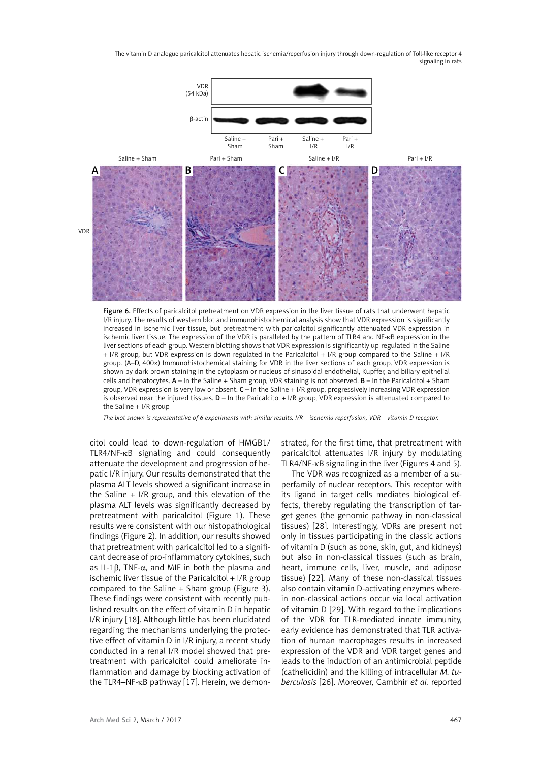Figure 6. Effects of paricalcitol pretreatment on VDR expression in the liver tissue of rats that underwent hepatic I/R injury. The results of western blot and immunohistochemical analysis show that VDR expression is significantly increased in ischemic liver tissue, but pretreatment with paricalcitol significantly attenuated VDR expression in ischemic liver tissue. The expression of the VDR is paralleled by the pattern of TLR4 and NF-κB expression in the liver sections of each group. Western blotting shows that VDR expression is significantly up-regulated in the Saline + I/R group, but VDR expression is down-regulated in the Paricalcitol + I/R group compared to the Saline + I/R group. (A–D, 400×) Immunohistochemical staining for VDR in the liver sections of each group. VDR expression is shown by dark brown staining in the cytoplasm or nucleus of sinusoidal endothelial, Kupffer, and biliary epithelial cells and hepatocytes. **A** – In the Saline + Sham group, VDR staining is not observed. **B** – In the Paricalcitol + Sham group, VDR expression is very low or absent. **C** – In the Saline + I/R group, progressively increasing VDR expression is observed near the injured tissues. **D** – In the Paricalcitol + I/R group, VDR expression is attenuated compared to the Saline + I/R group

*The blot shown is representative of 6 experiments with similar results. I/R – ischemia reperfusion, VDR – vitamin D receptor.*

citol could lead to down-regulation of HMGB1/TLR4/NF-κB signaling and could consequently attenuate the development and progression of hepatic I/R injury. Our results demonstrated that the plasma ALT levels showed a significant increase in the Saline + I/R group, and this elevation of the plasma ALT levels was significantly decreased by pretreatment with paricalcitol (Figure 1). These results were consistent with our histopathological findings (Figure 2). In addition, our results showed that pretreatment with paricalcitol led to a significant decrease of pro-inflammatory cytokines, such as IL-1β, TNF-α, and MIF in both the plasma and ischemic liver tissue of the Paricalcitol + I/R group compared to the Saline + Sham group (Figure 3). These findings were consistent with recently published results on the effect of vitamin D in hepatic I/R injury [18]. Although little has been elucidated regarding the mechanisms underlying the protective effect of vitamin D in I/R injury, a recent study conducted in a renal I/R model showed that pretreatment with paricalcitol could ameliorate inflammation and damage by blocking activation of the TLR4–NF-κB pathway [17]. Herein, we demonstrated, for the first time, that pretreatment with paricalcitol attenuates I/R injury by modulating TLR4/NF-κB signaling in the liver (Figures 4 and 5).

The VDR was recognized as a member of a superfamily of nuclear receptors. This receptor with its ligand in target cells mediates biological effects, thereby regulating the transcription of target genes (the genomic pathway in non-classical tissues) [28]. Interestingly, VDRs are present not only in tissues participating in the classic actions of vitamin D (such as bone, skin, gut, and kidneys) but also in non-classical tissues (such as brain, heart, immune cells, liver, muscle, and adipose tissue) [22]. Many of these non-classical tissues also contain vitamin D-activating enzymes wherein non-classical actions occur via local activation of vitamin D [29]. With regard to the implications of the VDR for TLR-mediated innate immunity, early evidence has demonstrated that TLR activation of human macrophages results in increased expression of the VDR and VDR target genes and leads to the induction of an antimicrobial peptide (cathelicidin) and the killing of intracellular *M. tuberculosis* [26]. Moreover, Gambhir *et al.* reported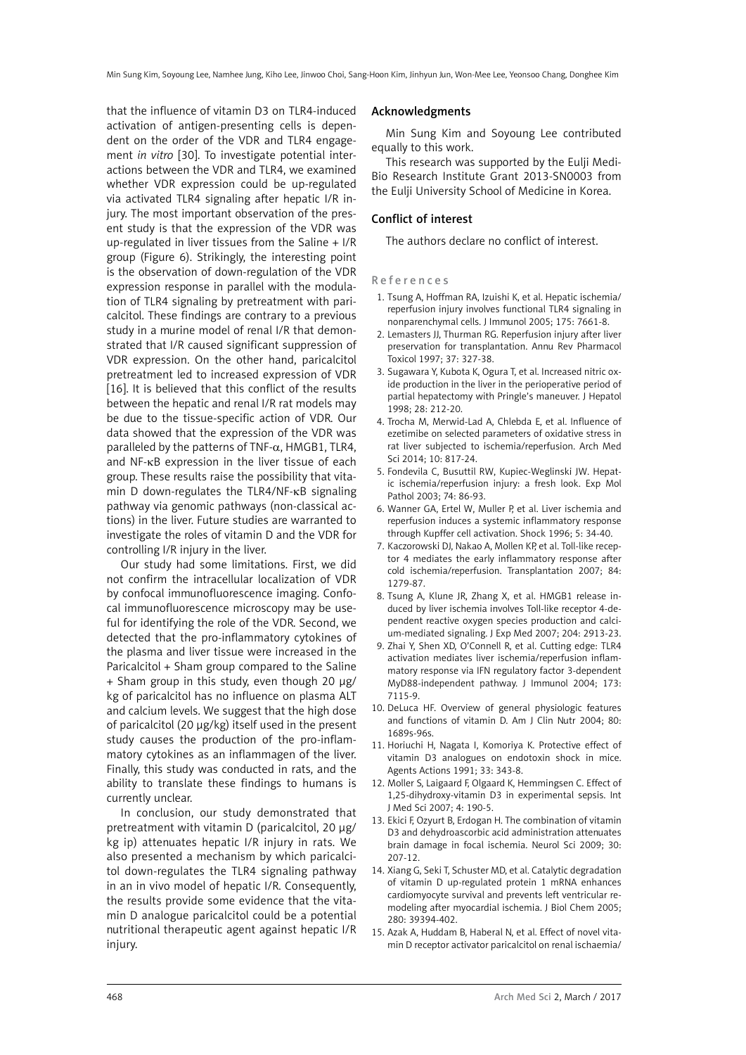that the influence of vitamin D3 on TLR4-induced activation of antigen-presenting cells is dependent on the order of the VDR and TLR4 engagement *in vitro* [30]. To investigate potential interactions between the VDR and TLR4, we examined whether VDR expression could be up-regulated via activated TLR4 signaling after hepatic I/R injury. The most important observation of the present study is that the expression of the VDR was up-regulated in liver tissues from the Saline + I/R group (Figure 6). Strikingly, the interesting point is the observation of down-regulation of the VDR expression response in parallel with the modulation of TLR4 signaling by pretreatment with paricalcitol. These findings are contrary to a previous study in a murine model of renal I/R that demonstrated that I/R caused significant suppression of VDR expression. On the other hand, paricalcitol pretreatment led to increased expression of VDR [16]. It is believed that this conflict of the results between the hepatic and renal I/R rat models may be due to the tissue-specific action of VDR. Our data showed that the expression of the VDR was paralleled by the patterns of TNF-α, HMGB1, TLR4, and NF-κB expression in the liver tissue of each group. These results raise the possibility that vitamin D down-regulates the TLR4/NF-κB signaling pathway via genomic pathways (non-classical actions) in the liver. Future studies are warranted to investigate the roles of vitamin D and the VDR for controlling I/R injury in the liver.

Our study had some limitations. First, we did not confirm the intracellular localization of VDR by confocal immunofluorescence imaging. Confocal immunofluorescence microscopy may be useful for identifying the role of the VDR. Second, we detected that the pro-inflammatory cytokines of the plasma and liver tissue were increased in the Paricalcitol + Sham group compared to the Saline + Sham group in this study, even though 20 μg/kg of paricalcitol has no influence on plasma ALT and calcium levels. We suggest that the high dose of paricalcitol (20 μg/kg) itself used in the present study causes the production of the pro-inflammatory cytokines as an inflammagen of the liver. Finally, this study was conducted in rats, and the ability to translate these findings to humans is currently unclear.

In conclusion, our study demonstrated that pretreatment with vitamin D (paricalcitol, 20 μg/kg ip) attenuates hepatic I/R injury in rats. We also presented a mechanism by which paricalcitol down-regulates the TLR4 signaling pathway in an in vivo model of hepatic I/R. Consequently, the results provide some evidence that the vitamin D analogue paricalcitol could be a potential nutritional therapeutic agent against hepatic I/R injury.

## Acknowledgments

Min Sung Kim and Soyoung Lee contributed equally to this work.

This research was supported by the Eulji Medi-Bio Research Institute Grant 2013-SN0003 from the Eulji University School of Medicine in Korea.

## Conflict of interest

The authors declare no conflict of interest.

## References

1. Tsung A, Hoffman RA, Izuishi K, et al. Hepatic ischemia/reperfusion injury involves functional TLR4 signaling in nonparenchymal cells. J Immunol 2005; 175: 7661-8.
2. Lemasters JJ, Thurman RG. Reperfusion injury after liver preservation for transplantation. Annu Rev Pharmacol Toxicol 1997; 37: 327-38.
3. Sugawara Y, Kubota K, Ogura T, et al. Increased nitric oxide production in the liver in the perioperative period of partial hepatectomy with Pringle's maneuver. J Hepatol 1998; 28: 212-20.
4. Trocha M, Merwid-Lad A, Chlebda E, et al. Influence of ezetimibe on selected parameters of oxidative stress in rat liver subjected to ischemia/reperfusion. Arch Med Sci 2014; 10: 817-24.
5. Fondevila C, Busuttil RW, Kupiec-Weglinski JW. Hepatic ischemia/reperfusion injury: a fresh look. Exp Mol Pathol 2003; 74: 86-93.
6. Wanner GA, Ertel W, Muller P, et al. Liver ischemia and reperfusion induces a systemic inflammatory response through Kupffer cell activation. Shock 1996; 5: 34-40.
7. Kaczorowski DJ, Nakao A, Mollen KP, et al. Toll-like receptor 4 mediates the early inflammatory response after cold ischemia/reperfusion. Transplantation 2007; 84: 1279-87.
8. Tsung A, Klune JR, Zhang X, et al. HMGB1 release induced by liver ischemia involves Toll-like receptor 4-dependent reactive oxygen species production and calcium-mediated signaling. J Exp Med 2007; 204: 2913-23.
9. Zhai Y, Shen XD, O'Connell R, et al. Cutting edge: TLR4 activation mediates liver ischemia/reperfusion inflammatory response via IFN regulatory factor 3-dependent MyD88-independent pathway. J Immunol 2004; 173: 7115-9.
10. DeLuca HF. Overview of general physiologic features and functions of vitamin D. Am J Clin Nutr 2004; 80: 1689s-96s.
11. Horiuchi H, Nagata I, Komoriya K. Protective effect of vitamin D3 analogues on endotoxin shock in mice. Agents Actions 1991; 33: 343-8.
12. Moller S, Laigaard F, Olgaard K, Hemmingsen C. Effect of 1,25-dihydroxy-vitamin D3 in experimental sepsis. Int J Med Sci 2007; 4: 190-5.
13. Ekici F, Ozyurt B, Erdogan H. The combination of vitamin D3 and dehydroascorbic acid administration attenuates brain damage in focal ischemia. Neurol Sci 2009; 30: 207-12.
14. Xiang G, Seki T, Schuster MD, et al. Catalytic degradation of vitamin D up-regulated protein 1 mRNA enhances cardiomyocyte survival and prevents left ventricular remodeling after myocardial ischemia. J Biol Chem 2005; 280: 39394-402.
15. Azak A, Huddam B, Haberal N, et al. Effect of novel vitamin D receptor activator paricalcitol on renal ischaemia/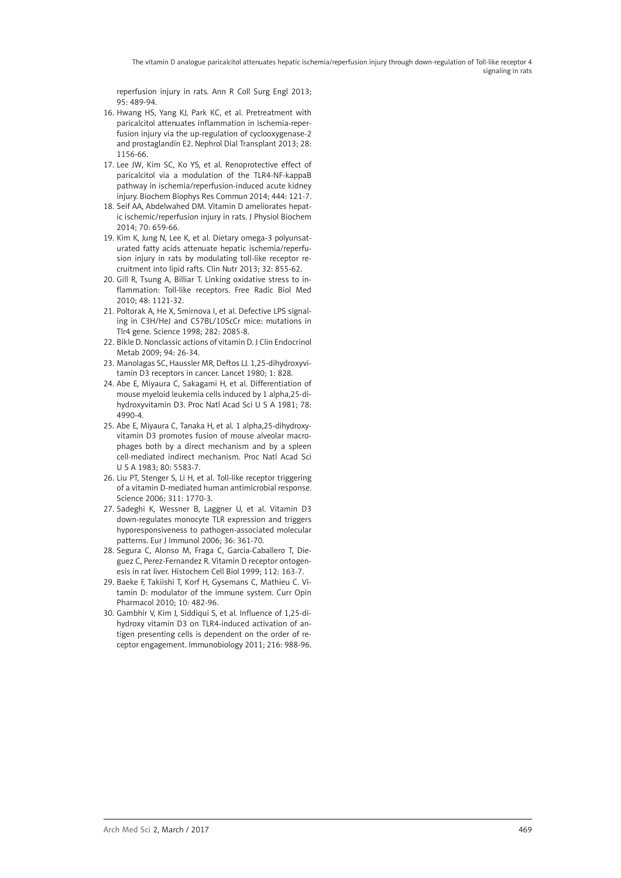reperfusion injury in rats. Ann R Coll Surg Engl 2013; 95: 489-94.

16. Hwang HS, Yang KJ, Park KC, et al. Pretreatment with paricalcitol attenuates inflammation in ischemia-reperfusion injury via the up-regulation of cyclooxygenase-2 and prostaglandin E2. Nephrol Dial Transplant 2013; 28: 1156-66.
17. Lee JW, Kim SC, Ko YS, et al. Renoprotective effect of paricalcitol via a modulation of the TLR4-NF-kappaB pathway in ischemia/reperfusion-induced acute kidney injury. Biochem Biophys Res Commun 2014; 444: 121-7.
18. Seif AA, Abdelwahed DM. Vitamin D ameliorates hepatic ischemic/reperfusion injury in rats. J Physiol Biochem 2014; 70: 659-66.
19. Kim K, Jung N, Lee K, et al. Dietary omega-3 polyunsaturated fatty acids attenuate hepatic ischemia/reperfusion injury in rats by modulating toll-like receptor recruitment into lipid rafts. Clin Nutr 2013; 32: 855-62.
20. Gill R, Tsung A, Billiar T. Linking oxidative stress to inflammation: Toll-like receptors. Free Radic Biol Med 2010; 48: 1121-32.
21. Poltorak A, He X, Smirnova I, et al. Defective LPS signaling in C3H/HeJ and C57BL/10ScCr mice: mutations in Tlr4 gene. Science 1998; 282: 2085-8.
22. Bikle D. Nonclassic actions of vitamin D. J Clin Endocrinol Metab 2009; 94: 26-34.
23. Manolagas SC, Haussler MR, Deftos LJ. 1,25-dihydroxyvitamin D3 receptors in cancer. Lancet 1980; 1: 828.
24. Abe E, Miyaura C, Sakagami H, et al. Differentiation of mouse myeloid leukemia cells induced by 1 alpha,25-dihydroxyvitamin D3. Proc Natl Acad Sci U S A 1981; 78: 4990-4.
25. Abe E, Miyaura C, Tanaka H, et al. 1 alpha,25-dihydroxyvitamin D3 promotes fusion of mouse alveolar macrophages both by a direct mechanism and by a spleen cell-mediated indirect mechanism. Proc Natl Acad Sci U S A 1983; 80: 5583-7.
26. Liu PT, Stenger S, Li H, et al. Toll-like receptor triggering of a vitamin D-mediated human antimicrobial response. Science 2006; 311: 1770-3.
27. Sadeghi K, Wessner B, Laggner U, et al. Vitamin D3 down-regulates monocyte TLR expression and triggers hyporesponsiveness to pathogen-associated molecular patterns. Eur J Immunol 2006; 36: 361-70.
28. Segura C, Alonso M, Fraga C, Garcia-Caballero T, Dieguez C, Perez-Fernandez R. Vitamin D receptor ontogenesis in rat liver. Histochem Cell Biol 1999; 112: 163-7.
29. Baeke F, Takiishi T, Korf H, Gysemans C, Mathieu C. Vitamin D: modulator of the immune system. Curr Opin Pharmacol 2010; 10: 482-96.
30. Gambhir V, Kim J, Siddiqui S, et al. Influence of 1,25-dihydroxy vitamin D3 on TLR4-induced activation of antigen presenting cells is dependent on the order of receptor engagement. Immunobiology 2011; 216: 988-96.